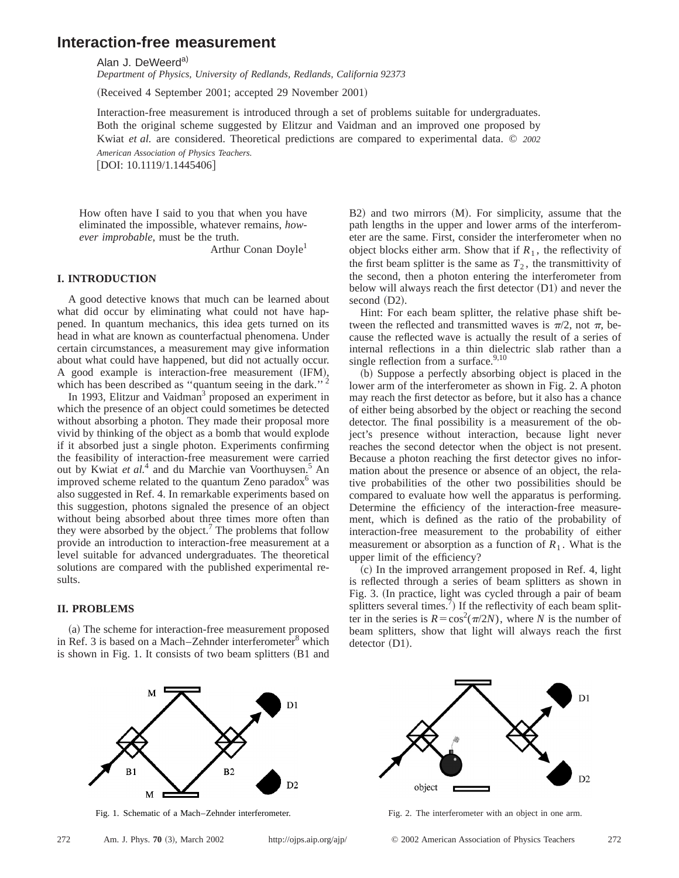# Interaction-free measurement

Alan J. DeWeerd[a)]

*Department of Physics, University of Redlands, Redlands, California 92373*

(Received 4 September 2001; accepted 29 November 2001)

Interaction-free measurement is introduced through a set of problems suitable for undergraduates. Both the original scheme suggested by Elitzur and Vaidman and an improved one proposed by Kwiat *et al.* are considered. Theoretical predictions are compared to experimental data. © *2002 American Association of Physics Teachers.*

[DOI: 10.1119/1.1445406]

> How often have I said to you that when you have eliminated the impossible, whatever remains, *however improbable*, must be the truth.
>
> Arthur Conan Doyle[1]

## I. INTRODUCTION

A good detective knows that much can be learned about what did occur by eliminating what could not have happened. In quantum mechanics, this idea gets turned on its head in what are known as counterfactual phenomena. Under certain circumstances, a measurement may give information about what could have happened, but did not actually occur. A good example is interaction-free measurement (IFM), which has been described as "quantum seeing in the dark."[2]

In 1993, Elitzur and Vaidman[3] proposed an experiment in which the presence of an object could sometimes be detected without absorbing a photon. They made their proposal more vivid by thinking of the object as a bomb that would explode if it absorbed just a single photon. Experiments confirming the feasibility of interaction-free measurement were carried out by Kwiat *et al.*[4] and du Marchie van Voorthuysen.[5] An improved scheme related to the quantum Zeno paradox[6] was also suggested in Ref. 4. In remarkable experiments based on this suggestion, photons signaled the presence of an object without being absorbed about three times more often than they were absorbed by the object.[7] The problems that follow provide an introduction to interaction-free measurement at a level suitable for advanced undergraduates. The theoretical solutions are compared with the published experimental results.

## II. PROBLEMS

(a) The scheme for interaction-free measurement proposed in Ref. 3 is based on a Mach–Zehnder interferometer[8] which is shown in Fig. 1. It consists of two beam splitters (B1 and B2) and two mirrors (M). For simplicity, assume that the path lengths in the upper and lower arms of the interferometer are the same. First, consider the interferometer when no object blocks either arm. Show that if $R_1$, the reflectivity of the first beam splitter is the same as $T_2$, the transmittivity of the second, then a photon entering the interferometer from below will always reach the first detector (D1) and never the second (D2).

Hint: For each beam splitter, the relative phase shift between the reflected and transmitted waves is $\pi/2$, not $\pi$, because the reflected wave is actually the result of a series of internal reflections in a thin dielectric slab rather than a single reflection from a surface.[9,10]

(b) Suppose a perfectly absorbing object is placed in the lower arm of the interferometer as shown in Fig. 2. A photon may reach the first detector as before, but it also has a chance of either being absorbed by the object or reaching the second detector. The final possibility is a measurement of the object's presence without interaction, because light never reaches the second detector when the object is not present. Because a photon reaching the first detector gives no information about the presence or absence of an object, the relative probabilities of the other two possibilities should be compared to evaluate how well the apparatus is performing. Determine the efficiency of the interaction-free measurement, which is defined as the ratio of the probability of interaction-free measurement to the probability of either measurement or absorption as a function of $R_1$. What is the upper limit of the efficiency?

(c) In the improved arrangement proposed in Ref. 4, light is reflected through a series of beam splitters as shown in Fig. 3. (In practice, light was cycled through a pair of beam splitters several times.[7]) If the reflectivity of each beam splitter in the series is $R = \cos^2(\pi/2N)$, where $N$ is the number of beam splitters, show that light will always reach the first detector (D1).

Fig. 1. Schematic of a Mach–Zehnder interferometer.

Fig. 2. The interferometer with an object in one arm.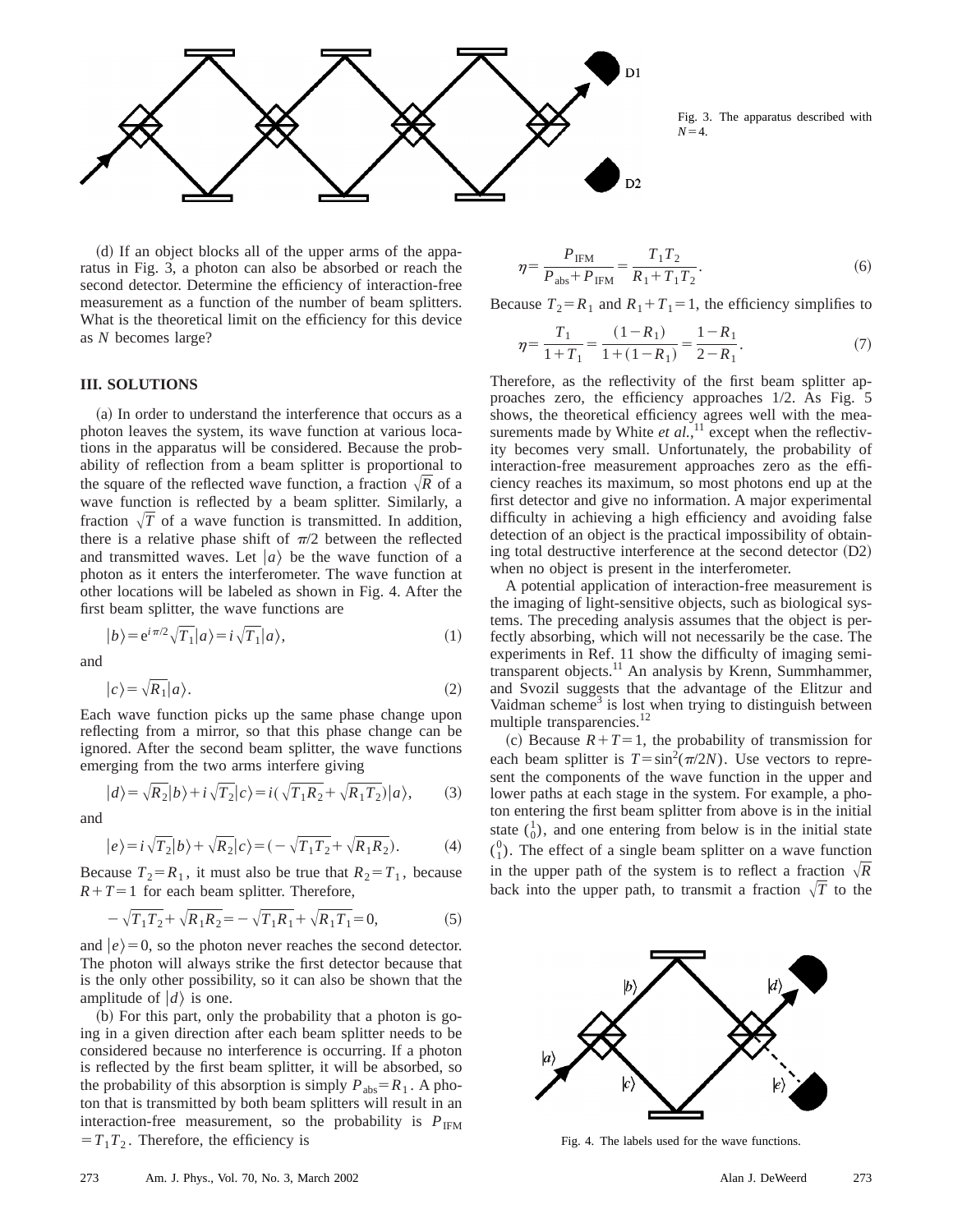Fig. 3. The apparatus described with $N=4$.

(d) If an object blocks all of the upper arms of the apparatus in Fig. 3, a photon can also be absorbed or reach the second detector. Determine the efficiency of interaction-free measurement as a function of the number of beam splitters. What is the theoretical limit on the efficiency for this device as $N$ becomes large?

## III. SOLUTIONS

(a) In order to understand the interference that occurs as a photon leaves the system, its wave function at various locations in the apparatus will be considered. Because the probability of reflection from a beam splitter is proportional to the square of the reflected wave function, a fraction $\sqrt{R}$ of a wave function is reflected by a beam splitter. Similarly, a fraction $\sqrt{T}$ of a wave function is transmitted. In addition, there is a relative phase shift of $\pi/2$ between the reflected and transmitted waves. Let $|a\rangle$ be the wave function of a photon as it enters the interferometer. The wave function at other locations will be labeled as shown in Fig. 4. After the first beam splitter, the wave functions are

$$|b\rangle = e^{i\pi/2}\sqrt{T_1}|a\rangle = i\sqrt{T_1}|a\rangle, \tag{1}$$

and

$$|c\rangle = \sqrt{R_1}|a\rangle. \tag{2}$$

Each wave function picks up the same phase change upon reflecting from a mirror, so that this phase change can be ignored. After the second beam splitter, the wave functions emerging from the two arms interfere giving

$$|d\rangle = \sqrt{R_2}|b\rangle + i\sqrt{T_2}|c\rangle = i(\sqrt{T_1R_2} + \sqrt{R_1T_2})|a\rangle, \tag{3}$$

and

$$|e\rangle = i\sqrt{T_2}|b\rangle + \sqrt{R_2}|c\rangle = (-\sqrt{T_1T_2} + \sqrt{R_1R_2}). \tag{4}$$

Because $T_2 = R_1$, it must also be true that $R_2 = T_1$, because $R+T=1$ for each beam splitter. Therefore,

$$-\sqrt{T_1T_2} + \sqrt{R_1R_2} = -\sqrt{T_1R_1} + \sqrt{R_1T_1} = 0, \tag{5}$$

and $|e\rangle = 0$, so the photon never reaches the second detector. The photon will always strike the first detector because that is the only other possibility, so it can also be shown that the amplitude of $|d\rangle$ is one.

(b) For this part, only the probability that a photon is going in a given direction after each beam splitter needs to be considered because no interference is occurring. If a photon is reflected by the first beam splitter, it will be absorbed, so the probability of this absorption is simply $P_{\text{abs}} = R_1$. A photon that is transmitted by both beam splitters will result in an interaction-free measurement, so the probability is $P_{\text{IFM}} = T_1T_2$. Therefore, the efficiency is

$$\eta = \frac{P_{\text{IFM}}}{P_{\text{abs}} + P_{\text{IFM}}} = \frac{T_1T_2}{R_1 + T_1T_2}. \tag{6}$$

Because $T_2 = R_1$ and $R_1 + T_1 = 1$, the efficiency simplifies to

$$\eta = \frac{T_1}{1+T_1} = \frac{(1-R_1)}{1+(1-R_1)} = \frac{1-R_1}{2-R_1}. \tag{7}$$

Therefore, as the reflectivity of the first beam splitter approaches zero, the efficiency approaches 1/2. As Fig. 5 shows, the theoretical efficiency agrees well with the measurements made by White *et al.*,[11] except when the reflectivity becomes very small. Unfortunately, the probability of interaction-free measurement approaches zero as the efficiency reaches its maximum, so most photons end up at the first detector and give no information. A major experimental difficulty in achieving a high efficiency and avoiding false detection of an object is the practical impossibility of obtaining total destructive interference at the second detector (D2) when no object is present in the interferometer.

A potential application of interaction-free measurement is the imaging of light-sensitive objects, such as biological systems. The preceding analysis assumes that the object is perfectly absorbing, which will not necessarily be the case. The experiments in Ref. 11 show the difficulty of imaging semi-transparent objects.[11] An analysis by Krenn, Summhammer, and Svozil suggests that the advantage of the Elitzur and Vaidman scheme[3] is lost when trying to distinguish between multiple transparencies.[12]

(c) Because $R+T=1$, the probability of transmission for each beam splitter is $T = \sin^2(\pi/2N)$. Use vectors to represent the components of the wave function in the upper and lower paths at each stage in the system. For example, a photon entering the first beam splitter from above is in the initial state $\binom{1}{0}$, and one entering from below is in the initial state $\binom{0}{1}$. The effect of a single beam splitter on a wave function in the upper path of the system is to reflect a fraction $\sqrt{R}$ back into the upper path, to transmit a fraction $\sqrt{T}$ to the

Fig. 4. The labels used for the wave functions.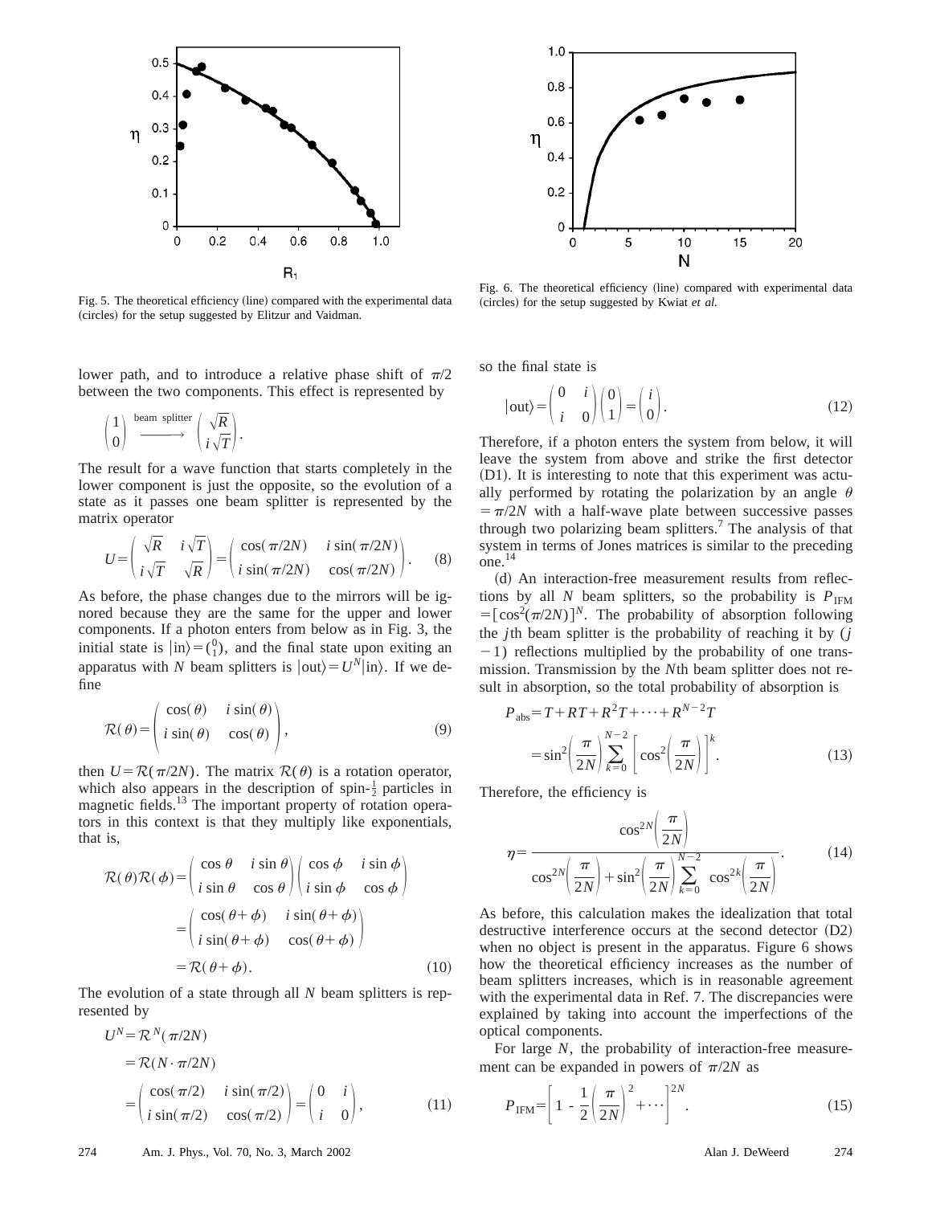Fig. 5. The theoretical efficiency (line) compared with the experimental data (circles) for the setup suggested by Elitzur and Vaidman.

Fig. 6. The theoretical efficiency (line) compared with experimental data (circles) for the setup suggested by Kwiat *et al.*

lower path, and to introduce a relative phase shift of $\pi/2$ between the two components. This effect is represented by

$$\begin{pmatrix} 1 \\ 0 \end{pmatrix} \xrightarrow{\text{beam splitter}} \begin{pmatrix} \sqrt{R} \\ i\sqrt{T} \end{pmatrix}.$$

The result for a wave function that starts completely in the lower component is just the opposite, so the evolution of a state as it passes one beam splitter is represented by the matrix operator

$$U = \begin{pmatrix} \sqrt{R} & i\sqrt{T} \\ i\sqrt{T} & \sqrt{R} \end{pmatrix} = \begin{pmatrix} \cos(\pi/2N) & i\sin(\pi/2N) \\ i\sin(\pi/2N) & \cos(\pi/2N) \end{pmatrix}. \tag{8}$$

As before, the phase changes due to the mirrors will be ignored because they are the same for the upper and lower components. If a photon enters from below as in Fig. 3, the initial state is $|\text{in}\rangle = \binom{0}{1}$, and the final state upon exiting an apparatus with $N$ beam splitters is $|\text{out}\rangle = U^N|\text{in}\rangle$. If we define

$$\mathcal{R}(\theta) = \begin{pmatrix} \cos(\theta) & i\sin(\theta) \\ i\sin(\theta) & \cos(\theta) \end{pmatrix}, \tag{9}$$

then $U = \mathcal{R}(\pi/2N)$. The matrix $\mathcal{R}(\theta)$ is a rotation operator, which also appears in the description of spin-$\frac{1}{2}$ particles in magnetic fields.[13] The important property of rotation operators in this context is that they multiply like exponentials, that is,

$$\begin{aligned} \mathcal{R}(\theta)\mathcal{R}(\phi) &= \begin{pmatrix} \cos\theta & i\sin\theta \\ i\sin\theta & \cos\theta \end{pmatrix} \begin{pmatrix} \cos\phi & i\sin\phi \\ i\sin\phi & \cos\phi \end{pmatrix} \\ &= \begin{pmatrix} \cos(\theta+\phi) & i\sin(\theta+\phi) \\ i\sin(\theta+\phi) & \cos(\theta+\phi) \end{pmatrix} \\ &= \mathcal{R}(\theta+\phi). \end{aligned} \tag{10}$$

The evolution of a state through all $N$ beam splitters is represented by

$$\begin{aligned} U^N &= \mathcal{R}^N(\pi/2N) \\ &= \mathcal{R}(N\cdot\pi/2N) \\ &= \begin{pmatrix} \cos(\pi/2) & i\sin(\pi/2) \\ i\sin(\pi/2) & \cos(\pi/2) \end{pmatrix} = \begin{pmatrix} 0 & i \\ i & 0 \end{pmatrix}, \end{aligned} \tag{11}$$

so the final state is

$$|\text{out}\rangle = \begin{pmatrix} 0 & i \\ i & 0 \end{pmatrix} \begin{pmatrix} 0 \\ 1 \end{pmatrix} = \begin{pmatrix} i \\ 0 \end{pmatrix}. \tag{12}$$

Therefore, if a photon enters the system from below, it will leave the system from above and strike the first detector (D1). It is interesting to note that this experiment was actually performed by rotating the polarization by an angle $\theta = \pi/2N$ with a half-wave plate between successive passes through two polarizing beam splitters.[7] The analysis of that system in terms of Jones matrices is similar to the preceding one.[14]

(d) An interaction-free measurement results from reflections by all $N$ beam splitters, so the probability is $P_{\text{IFM}} = [\cos^2(\pi/2N)]^N$. The probability of absorption following the $j$th beam splitter is the probability of reaching it by $(j-1)$ reflections multiplied by the probability of one transmission. Transmission by the $N$th beam splitter does not result in absorption, so the total probability of absorption is

$$\begin{aligned} P_{\text{abs}} &= T + RT + R^2T + \cdots + R^{N-2}T \\ &= \sin^2\left(\frac{\pi}{2N}\right) \sum_{k=0}^{N-2} \left[\cos^2\left(\frac{\pi}{2N}\right)\right]^k. \end{aligned} \tag{13}$$

Therefore, the efficiency is

$$\eta = \frac{\cos^{2N}\left(\frac{\pi}{2N}\right)}{\cos^{2N}\left(\frac{\pi}{2N}\right) + \sin^2\left(\frac{\pi}{2N}\right) \sum_{k=0}^{N-2} \cos^{2k}\left(\frac{\pi}{2N}\right)}. \tag{14}$$

As before, this calculation makes the idealization that total destructive interference occurs at the second detector (D2) when no object is present in the apparatus. Figure 6 shows how the theoretical efficiency increases as the number of beam splitters increases, which is in reasonable agreement with the experimental data in Ref. 7. The discrepancies were explained by taking into account the imperfections of the optical components.

For large $N$, the probability of interaction-free measurement can be expanded in powers of $\pi/2N$ as

$$P_{\text{IFM}} = \left[1 - \frac{1}{2}\left(\frac{\pi}{2N}\right)^2 + \cdots\right]^{2N}. \tag{15}$$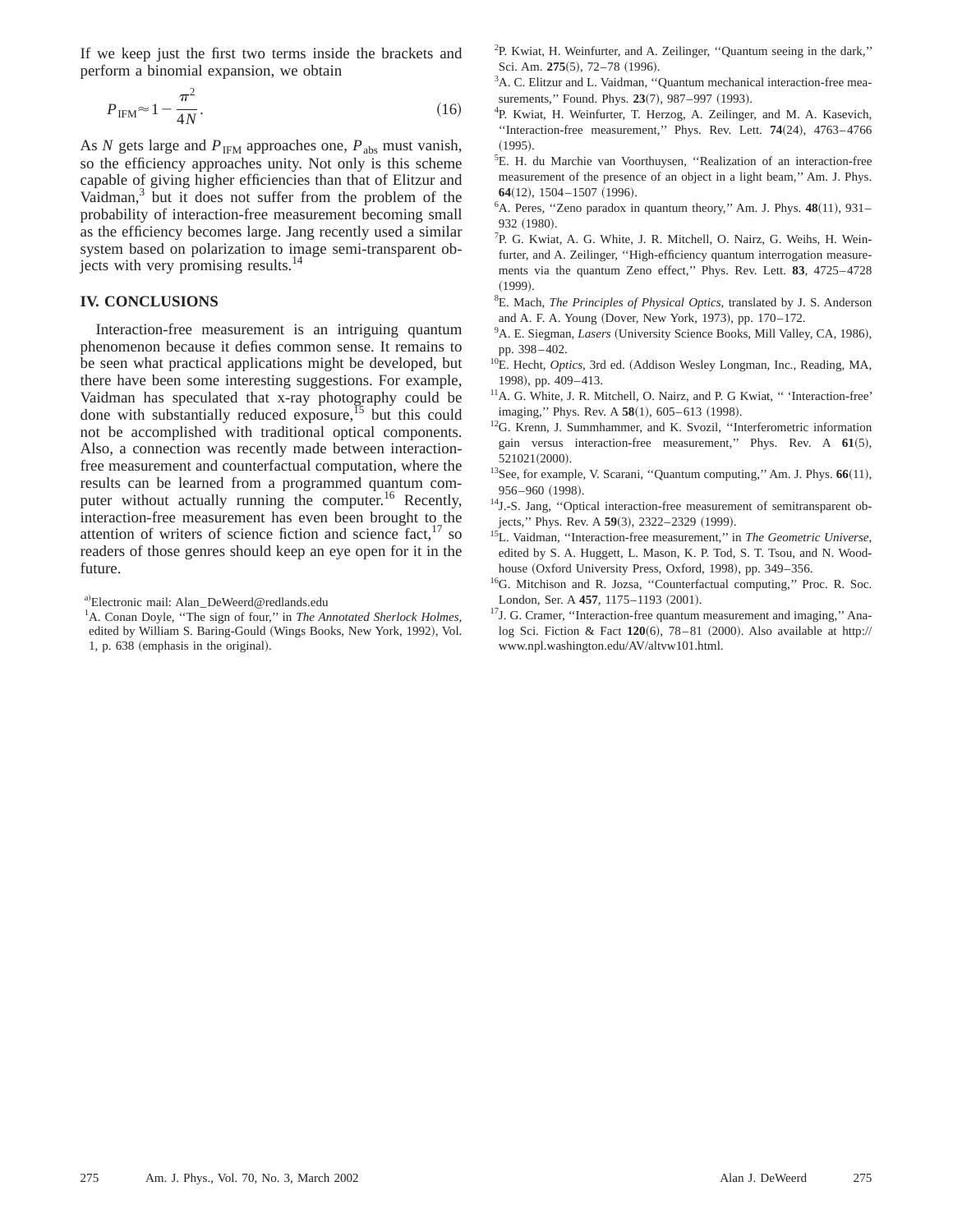If we keep just the first two terms inside the brackets and perform a binomial expansion, we obtain

$$P_{\mathrm{IFM}} \approx 1 - \frac{\pi^2}{4N}. \tag{16}$$

As $N$ gets large and $P_{\mathrm{IFM}}$ approaches one, $P_{\mathrm{abs}}$ must vanish, so the efficiency approaches unity. Not only is this scheme capable of giving higher efficiencies than that of Elitzur and Vaidman,[3] but it does not suffer from the problem of the probability of interaction-free measurement becoming small as the efficiency becomes large. Jang recently used a similar system based on polarization to image semi-transparent objects with very promising results.[14]

## IV. CONCLUSIONS

Interaction-free measurement is an intriguing quantum phenomenon because it defies common sense. It remains to be seen what practical applications might be developed, but there have been some interesting suggestions. For example, Vaidman has speculated that x-ray photography could be done with substantially reduced exposure,[15] but this could not be accomplished with traditional optical components. Also, a connection was recently made between interaction-free measurement and counterfactual computation, where the results can be learned from a programmed quantum computer without actually running the computer.[16] Recently, interaction-free measurement has even been brought to the attention of writers of science fiction and science fact,[17] so readers of those genres should keep an eye open for it in the future.

[a] Electronic mail: Alan_DeWeerd@redlands.edu

[1] A. Conan Doyle, ''The sign of four,'' in *The Annotated Sherlock Holmes*, edited by William S. Baring-Gould (Wings Books, New York, 1992), Vol. 1, p. 638 (emphasis in the original).

[2] P. Kwiat, H. Weinfurter, and A. Zeilinger, ''Quantum seeing in the dark,'' Sci. Am. **275**(5), 72–78 (1996).

[3] A. C. Elitzur and L. Vaidman, ''Quantum mechanical interaction-free measurements,'' Found. Phys. **23**(7), 987–997 (1993).

[4] P. Kwiat, H. Weinfurter, T. Herzog, A. Zeilinger, and M. A. Kasevich, ''Interaction-free measurement,'' Phys. Rev. Lett. **74**(24), 4763–4766 (1995).

[5] E. H. du Marchie van Voorthuysen, ''Realization of an interaction-free measurement of the presence of an object in a light beam,'' Am. J. Phys. **64**(12), 1504–1507 (1996).

[6] A. Peres, ''Zeno paradox in quantum theory,'' Am. J. Phys. **48**(11), 931–932 (1980).

[7] P. G. Kwiat, A. G. White, J. R. Mitchell, O. Nairz, G. Weihs, H. Weinfurter, and A. Zeilinger, ''High-efficiency quantum interrogation measurements via the quantum Zeno effect,'' Phys. Rev. Lett. **83**, 4725–4728 (1999).

[8] E. Mach, *The Principles of Physical Optics*, translated by J. S. Anderson and A. F. A. Young (Dover, New York, 1973), pp. 170–172.

[9] A. E. Siegman, *Lasers* (University Science Books, Mill Valley, CA, 1986), pp. 398–402.

[10] E. Hecht, *Optics*, 3rd ed. (Addison Wesley Longman, Inc., Reading, MA, 1998), pp. 409–413.

[11] A. G. White, J. R. Mitchell, O. Nairz, and P. G Kwiat, '' 'Interaction-free' imaging,'' Phys. Rev. A **58**(1), 605–613 (1998).

[12] G. Krenn, J. Summhammer, and K. Svozil, ''Interferometric information gain versus interaction-free measurement,'' Phys. Rev. A **61**(5), 521021(2000).

[13] See, for example, V. Scarani, ''Quantum computing,'' Am. J. Phys. **66**(11), 956–960 (1998).

[14] J.-S. Jang, ''Optical interaction-free measurement of semitransparent objects,'' Phys. Rev. A **59**(3), 2322–2329 (1999).

[15] L. Vaidman, ''Interaction-free measurement,'' in *The Geometric Universe*, edited by S. A. Huggett, L. Mason, K. P. Tod, S. T. Tsou, and N. Woodhouse (Oxford University Press, Oxford, 1998), pp. 349–356.

[16] G. Mitchison and R. Jozsa, ''Counterfactual computing,'' Proc. R. Soc. London, Ser. A **457**, 1175–1193 (2001).

[17] J. G. Cramer, ''Interaction-free quantum measurement and imaging,'' Analog Sci. Fiction & Fact **120**(6), 78–81 (2000). Also available at http://www.npl.washington.edu/AV/altvw101.html.